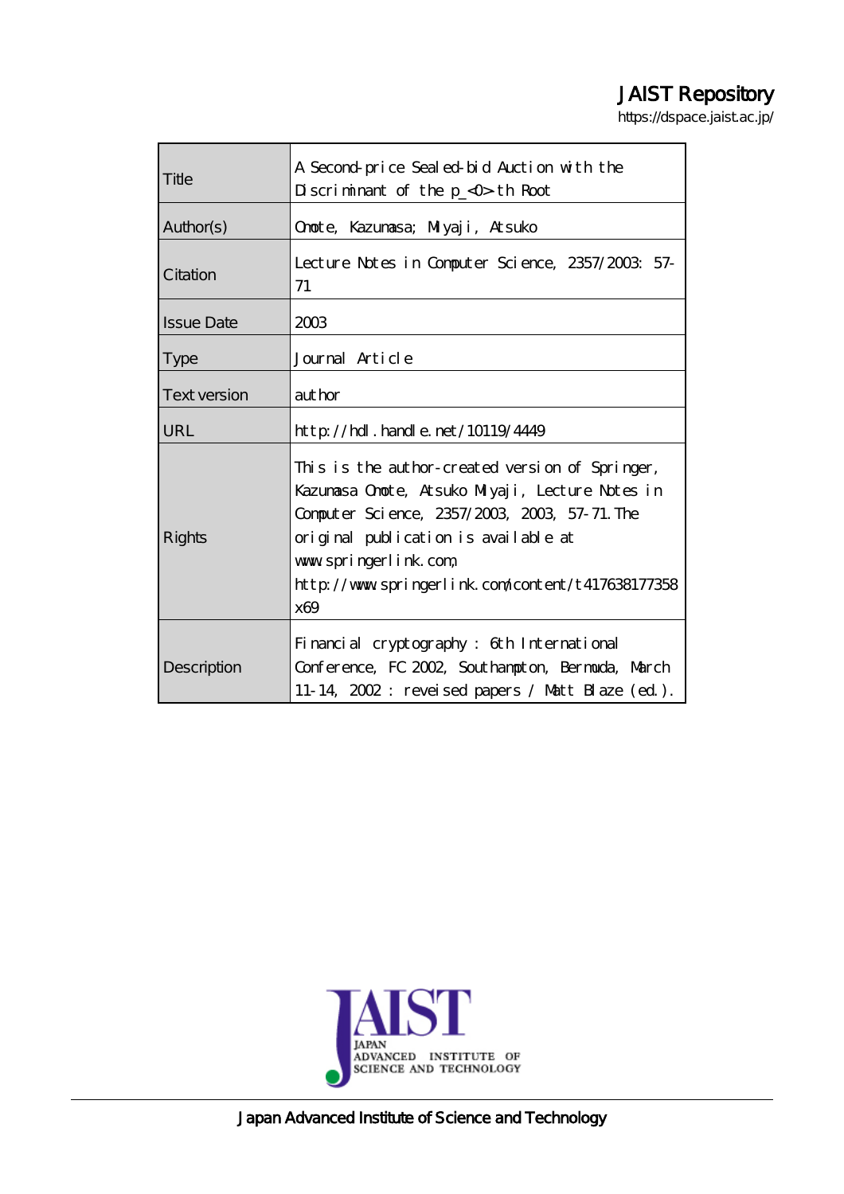JAIST Repository

https://dspace.jaist.ac.jp/

| | |
|---|---|
| Title | A Second-price Sealed-bid Auction with the Discriminant of the p_<0>-th Root |
| Author(s) | Omote, Kazumasa; Miyaji, Atsuko |
| Citation | Lecture Notes in Computer Science, 2357/2003: 57-71 |
| Issue Date | 2003 |
| Type | Journal Article |
| Text version | author |
| URL | http://hdl.handle.net/10119/4449 |
| Rights | This is the author-created version of Springer, Kazumasa Omote, Atsuko Miyaji, Lecture Notes in Computer Science, 2357/2003, 2003, 57-71. The original publication is available at www.springerlink.com, http://www.springerlink.com/content/t417638177358x69 |
| Description | Financial cryptography : 6th International Conference, FC 2002, Southampton, Bermuda, March 11-14, 2002 : reveised papers / Matt Blaze (ed.). |

Japan Advanced Institute of Science and Technology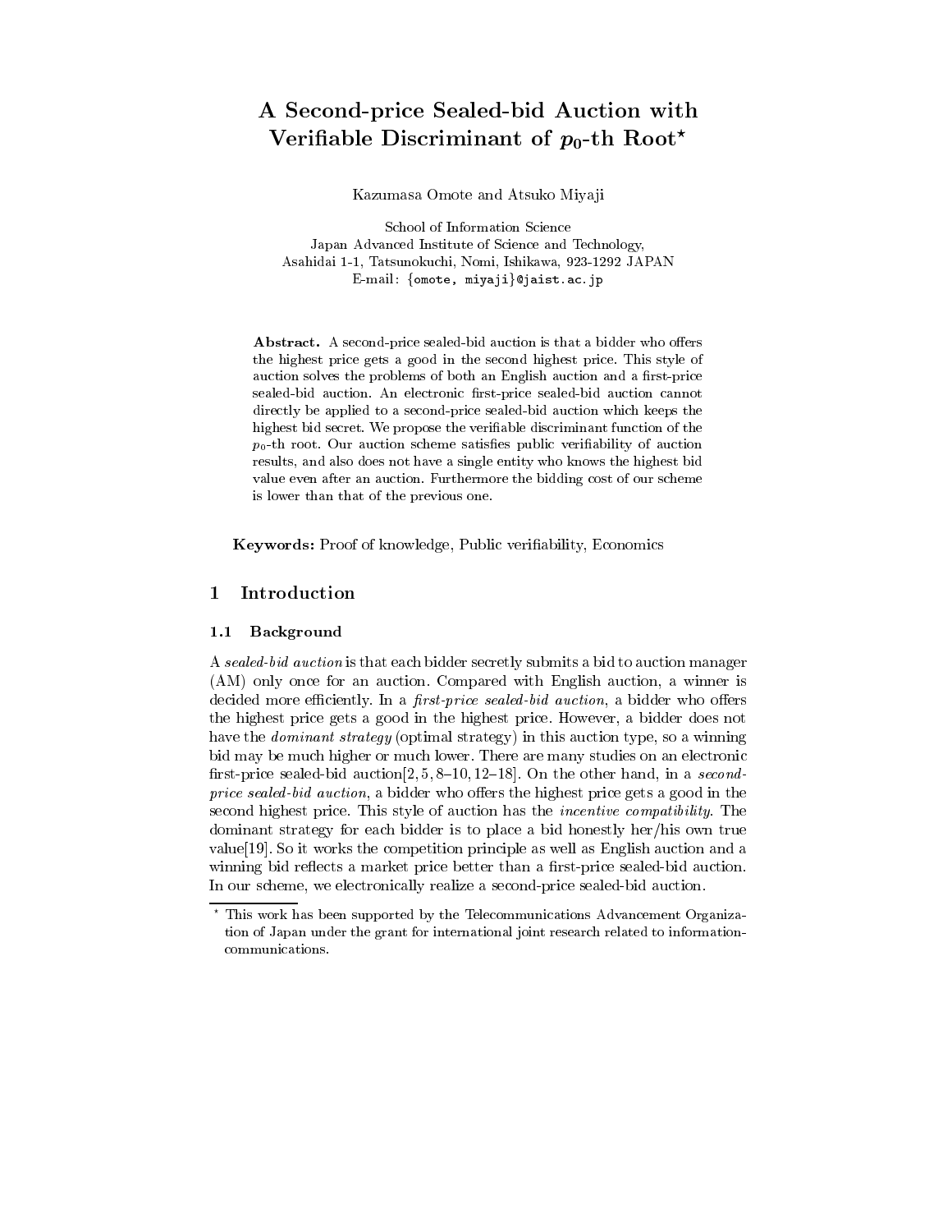# A Second-price Sealed-bid Auction with Verifiable Discriminant of $p_0$-th Root*

Kazumasa Omote and Atsuko Miyaji

School of Information Science
Japan Advanced Institute of Science and Technology,
Asahidai 1-1, Tatsunokuchi, Nomi, Ishikawa, 923-1292 JAPAN
E-mail: {omote, miyaji}@jaist.ac.jp

**Abstract.** A second-price sealed-bid auction is that a bidder who offers the highest price gets a good in the second highest price. This style of auction solves the problems of both an English auction and a first-price sealed-bid auction. An electronic first-price sealed-bid auction cannot directly be applied to a second-price sealed-bid auction which keeps the highest bid secret. We propose the verifiable discriminant function of the $p_0$-th root. Our auction scheme satisfies public verifiability of auction results, and also does not have a single entity who knows the highest bid value even after an auction. Furthermore the bidding cost of our scheme is lower than that of the previous one.

**Keywords:** Proof of knowledge, Public verifiability, Economics

## 1 Introduction

### 1.1 Background

A *sealed-bid auction* is that each bidder secretly submits a bid to auction manager (AM) only once for an auction. Compared with English auction, a winner is decided more efficiently. In a *first-price sealed-bid auction*, a bidder who offers the highest price gets a good in the highest price. However, a bidder does not have the *dominant strategy* (optimal strategy) in this auction type, so a winning bid may be much higher or much lower. There are many studies on an electronic first-price sealed-bid auction[2, 5, 8–10, 12–18]. On the other hand, in a *second-price sealed-bid auction*, a bidder who offers the highest price gets a good in the second highest price. This style of auction has the *incentive compatibility*. The dominant strategy for each bidder is to place a bid honestly her/his own true value[19]. So it works the competition principle as well as English auction and a winning bid reflects a market price better than a first-price sealed-bid auction. In our scheme, we electronically realize a second-price sealed-bid auction.

---

* This work has been supported by the Telecommunications Advancement Organization of Japan under the grant for international joint research related to information-communications.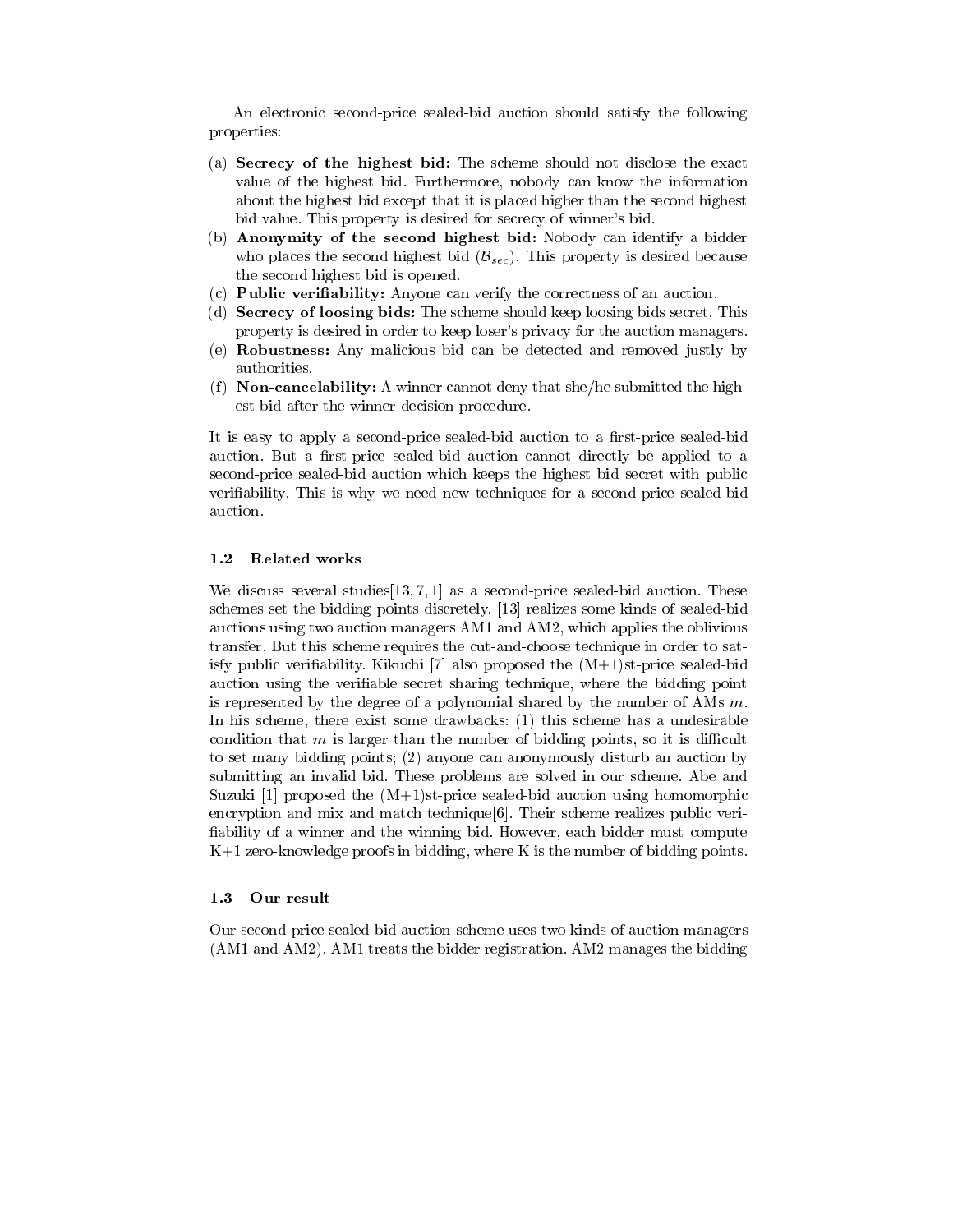An electronic second-price sealed-bid auction should satisfy the following properties:

(a) **Secrecy of the highest bid:** The scheme should not disclose the exact value of the highest bid. Furthermore, nobody can know the information about the highest bid except that it is placed higher than the second highest bid value. This property is desired for secrecy of winner's bid.
(b) **Anonymity of the second highest bid:** Nobody can identify a bidder who places the second highest bid ($\mathcal{B}_{sec}$). This property is desired because the second highest bid is opened.
(c) **Public verifiability:** Anyone can verify the correctness of an auction.
(d) **Secrecy of loosing bids:** The scheme should keep loosing bids secret. This property is desired in order to keep loser's privacy for the auction managers.
(e) **Robustness:** Any malicious bid can be detected and removed justly by authorities.
(f) **Non-cancelability:** A winner cannot deny that she/he submitted the highest bid after the winner decision procedure.

It is easy to apply a second-price sealed-bid auction to a first-price sealed-bid auction. But a first-price sealed-bid auction cannot directly be applied to a second-price sealed-bid auction which keeps the highest bid secret with public verifiability. This is why we need new techniques for a second-price sealed-bid auction.

### 1.2 Related works

We discuss several studies[13, 7, 1] as a second-price sealed-bid auction. These schemes set the bidding points discretely. [13] realizes some kinds of sealed-bid auctions using two auction managers AM1 and AM2, which applies the oblivious transfer. But this scheme requires the cut-and-choose technique in order to satisfy public verifiability. Kikuchi [7] also proposed the (M+1)st-price sealed-bid auction using the verifiable secret sharing technique, where the bidding point is represented by the degree of a polynomial shared by the number of AMs $m$. In his scheme, there exist some drawbacks: (1) this scheme has a undesirable condition that $m$ is larger than the number of bidding points, so it is difficult to set many bidding points; (2) anyone can anonymously disturb an auction by submitting an invalid bid. These problems are solved in our scheme. Abe and Suzuki [1] proposed the (M+1)st-price sealed-bid auction using homomorphic encryption and mix and match technique[6]. Their scheme realizes public verifiability of a winner and the winning bid. However, each bidder must compute K+1 zero-knowledge proofs in bidding, where K is the number of bidding points.

### 1.3 Our result

Our second-price sealed-bid auction scheme uses two kinds of auction managers (AM1 and AM2). AM1 treats the bidder registration. AM2 manages the bidding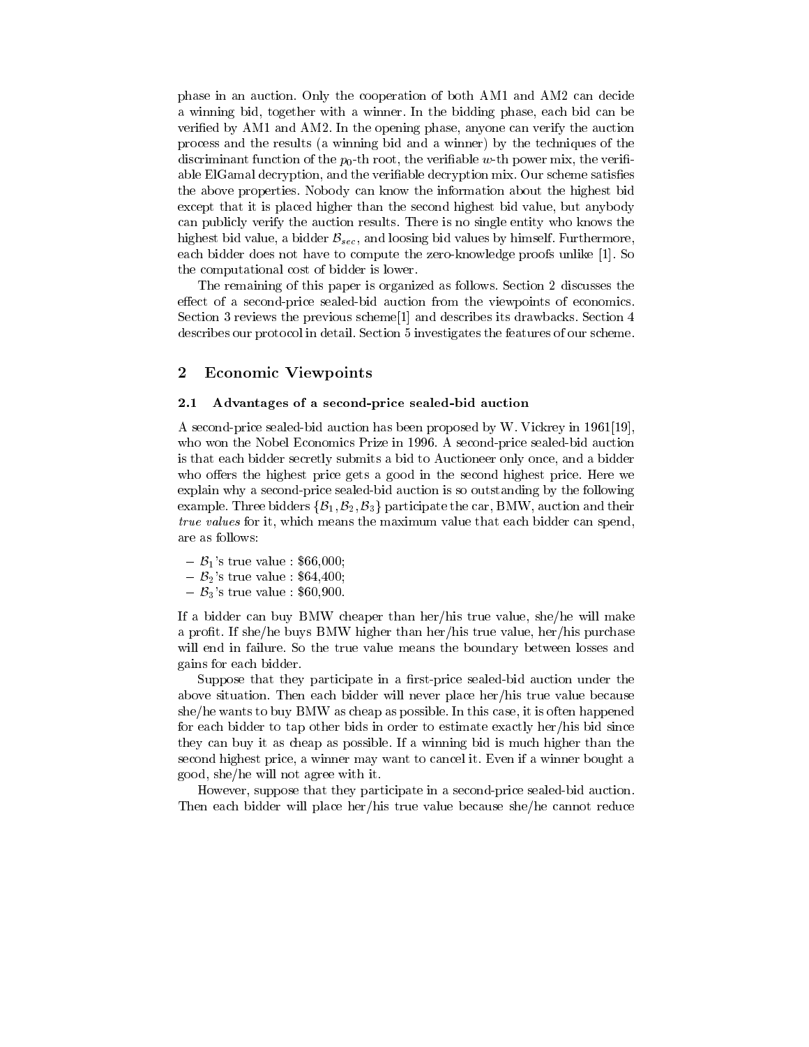phase in an auction. Only the cooperation of both AM1 and AM2 can decide a winning bid, together with a winner. In the bidding phase, each bid can be verified by AM1 and AM2. In the opening phase, anyone can verify the auction process and the results (a winning bid and a winner) by the techniques of the discriminant function of the $p_0$-th root, the verifiable $w$-th power mix, the verifiable ElGamal decryption, and the verifiable decryption mix. Our scheme satisfies the above properties. Nobody can know the information about the highest bid except that it is placed higher than the second highest bid value, but anybody can publicly verify the auction results. There is no single entity who knows the highest bid value, a bidder $\mathcal{B}_{sec}$, and loosing bid values by himself. Furthermore, each bidder does not have to compute the zero-knowledge proofs unlike [1]. So the computational cost of bidder is lower.

The remaining of this paper is organized as follows. Section 2 discusses the effect of a second-price sealed-bid auction from the viewpoints of economics. Section 3 reviews the previous scheme[1] and describes its drawbacks. Section 4 describes our protocol in detail. Section 5 investigates the features of our scheme.

## 2 Economic Viewpoints

### 2.1 Advantages of a second-price sealed-bid auction

A second-price sealed-bid auction has been proposed by W. Vickrey in 1961[19], who won the Nobel Economics Prize in 1996. A second-price sealed-bid auction is that each bidder secretly submits a bid to Auctioneer only once, and a bidder who offers the highest price gets a good in the second highest price. Here we explain why a second-price sealed-bid auction is so outstanding by the following example. Three bidders $\{\mathcal{B}_1, \mathcal{B}_2, \mathcal{B}_3\}$ participate the car, BMW, auction and their *true values* for it, which means the maximum value that each bidder can spend, are as follows:

- $\mathcal{B}_1$'s true value : \$66,000;
- $\mathcal{B}_2$'s true value : \$64,400;
- $\mathcal{B}_3$'s true value : \$60,900.

If a bidder can buy BMW cheaper than her/his true value, she/he will make a profit. If she/he buys BMW higher than her/his true value, her/his purchase will end in failure. So the true value means the boundary between losses and gains for each bidder.

Suppose that they participate in a first-price sealed-bid auction under the above situation. Then each bidder will never place her/his true value because she/he wants to buy BMW as cheap as possible. In this case, it is often happened for each bidder to tap other bids in order to estimate exactly her/his bid since they can buy it as cheap as possible. If a winning bid is much higher than the second highest price, a winner may want to cancel it. Even if a winner bought a good, she/he will not agree with it.

However, suppose that they participate in a second-price sealed-bid auction. Then each bidder will place her/his true value because she/he cannot reduce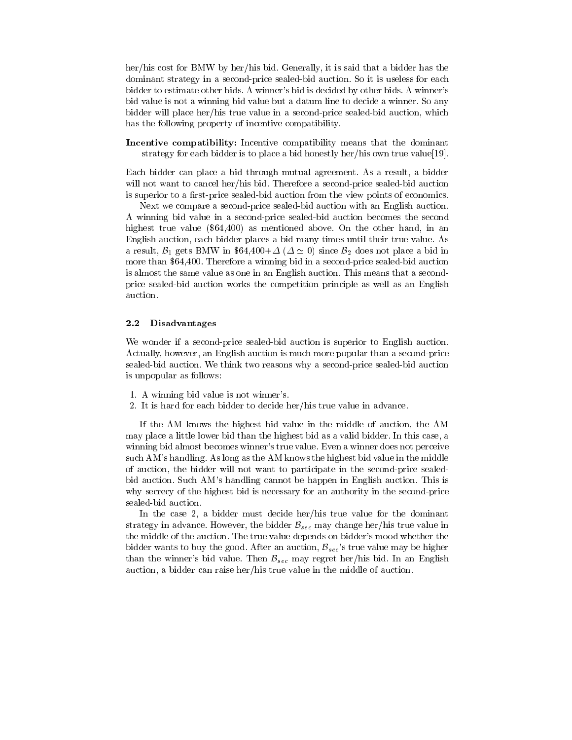her/his cost for BMW by her/his bid. Generally, it is said that a bidder has the dominant strategy in a second-price sealed-bid auction. So it is useless for each bidder to estimate other bids. A winner's bid is decided by other bids. A winner's bid value is not a winning bid value but a datum line to decide a winner. So any bidder will place her/his true value in a second-price sealed-bid auction, which has the following property of incentive compatibility.

**Incentive compatibility:** Incentive compatibility means that the dominant strategy for each bidder is to place a bid honestly her/his own true value[19].

Each bidder can place a bid through mutual agreement. As a result, a bidder will not want to cancel her/his bid. Therefore a second-price sealed-bid auction is superior to a first-price sealed-bid auction from the view points of economics.

Next we compare a second-price sealed-bid auction with an English auction. A winning bid value in a second-price sealed-bid auction becomes the second highest true value ($64,400) as mentioned above. On the other hand, in an English auction, each bidder places a bid many times until their true value. As a result, $\mathcal{B}_1$ gets BMW in $64,400+$\Delta$ ($\Delta \simeq 0$) since $\mathcal{B}_2$ does not place a bid in more than $64,400. Therefore a winning bid in a second-price sealed-bid auction is almost the same value as one in an English auction. This means that a second-price sealed-bid auction works the competition principle as well as an English auction.

### 2.2 Disadvantages

We wonder if a second-price sealed-bid auction is superior to English auction. Actually, however, an English auction is much more popular than a second-price sealed-bid auction. We think two reasons why a second-price sealed-bid auction is unpopular as follows:

1. A winning bid value is not winner's.
2. It is hard for each bidder to decide her/his true value in advance.

If the AM knows the highest bid value in the middle of auction, the AM may place a little lower bid than the highest bid as a valid bidder. In this case, a winning bid almost becomes winner's true value. Even a winner does not perceive such AM's handling. As long as the AM knows the highest bid value in the middle of auction, the bidder will not want to participate in the second-price sealed-bid auction. Such AM's handling cannot be happen in English auction. This is why secrecy of the highest bid is necessary for an authority in the second-price sealed-bid auction.

In the case 2, a bidder must decide her/his true value for the dominant strategy in advance. However, the bidder $\mathcal{B}_{sec}$ may change her/his true value in the middle of the auction. The true value depends on bidder's mood whether the bidder wants to buy the good. After an auction, $\mathcal{B}_{sec}$'s true value may be higher than the winner's bid value. Then $\mathcal{B}_{sec}$ may regret her/his bid. In an English auction, a bidder can raise her/his true value in the middle of auction.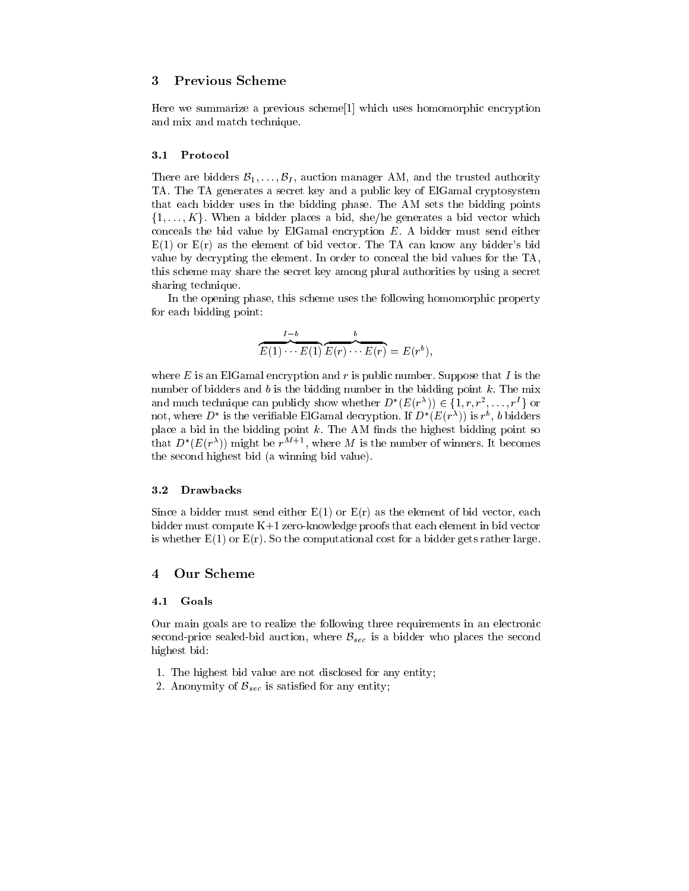## 3 Previous Scheme

Here we summarize a previous scheme[1] which uses homomorphic encryption and mix and match technique.

### 3.1 Protocol

There are bidders $\mathcal{B}_1, \ldots, \mathcal{B}_I$, auction manager AM, and the trusted authority TA. The TA generates a secret key and a public key of ElGamal cryptosystem that each bidder uses in the bidding phase. The AM sets the bidding points $\{1, \ldots, K\}$. When a bidder places a bid, she/he generates a bid vector which conceals the bid value by ElGamal encryption $E$. A bidder must send either E(1) or E(r) as the element of bid vector. The TA can know any bidder's bid value by decrypting the element. In order to conceal the bid values for the TA, this scheme may share the secret key among plural authorities by using a secret sharing technique.

In the opening phase, this scheme uses the following homomorphic property for each bidding point:

$$\overbrace{E(1)\cdots E(1)}^{I-b}\overbrace{E(r)\cdots E(r)}^{b} = E(r^b),$$

where $E$ is an ElGamal encryption and $r$ is public number. Suppose that $I$ is the number of bidders and $b$ is the bidding number in the bidding point $k$. The mix and much technique can publicly show whether $D^*(E(r^\lambda)) \in \{1, r, r^2, \ldots, r^I\}$ or not, where $D^*$ is the verifiable ElGamal decryption. If $D^*(E(r^\lambda))$ is $r^b$, $b$ bidders place a bid in the bidding point $k$. The AM finds the highest bidding point so that $D^*(E(r^\lambda))$ might be $r^{M+1}$, where $M$ is the number of winners. It becomes the second highest bid (a winning bid value).

### 3.2 Drawbacks

Since a bidder must send either E(1) or E(r) as the element of bid vector, each bidder must compute K+1 zero-knowledge proofs that each element in bid vector is whether E(1) or E(r). So the computational cost for a bidder gets rather large.

## 4 Our Scheme

### 4.1 Goals

Our main goals are to realize the following three requirements in an electronic second-price sealed-bid auction, where $\mathcal{B}_{sec}$ is a bidder who places the second highest bid:

1. The highest bid value are not disclosed for any entity;
2. Anonymity of $\mathcal{B}_{sec}$ is satisfied for any entity;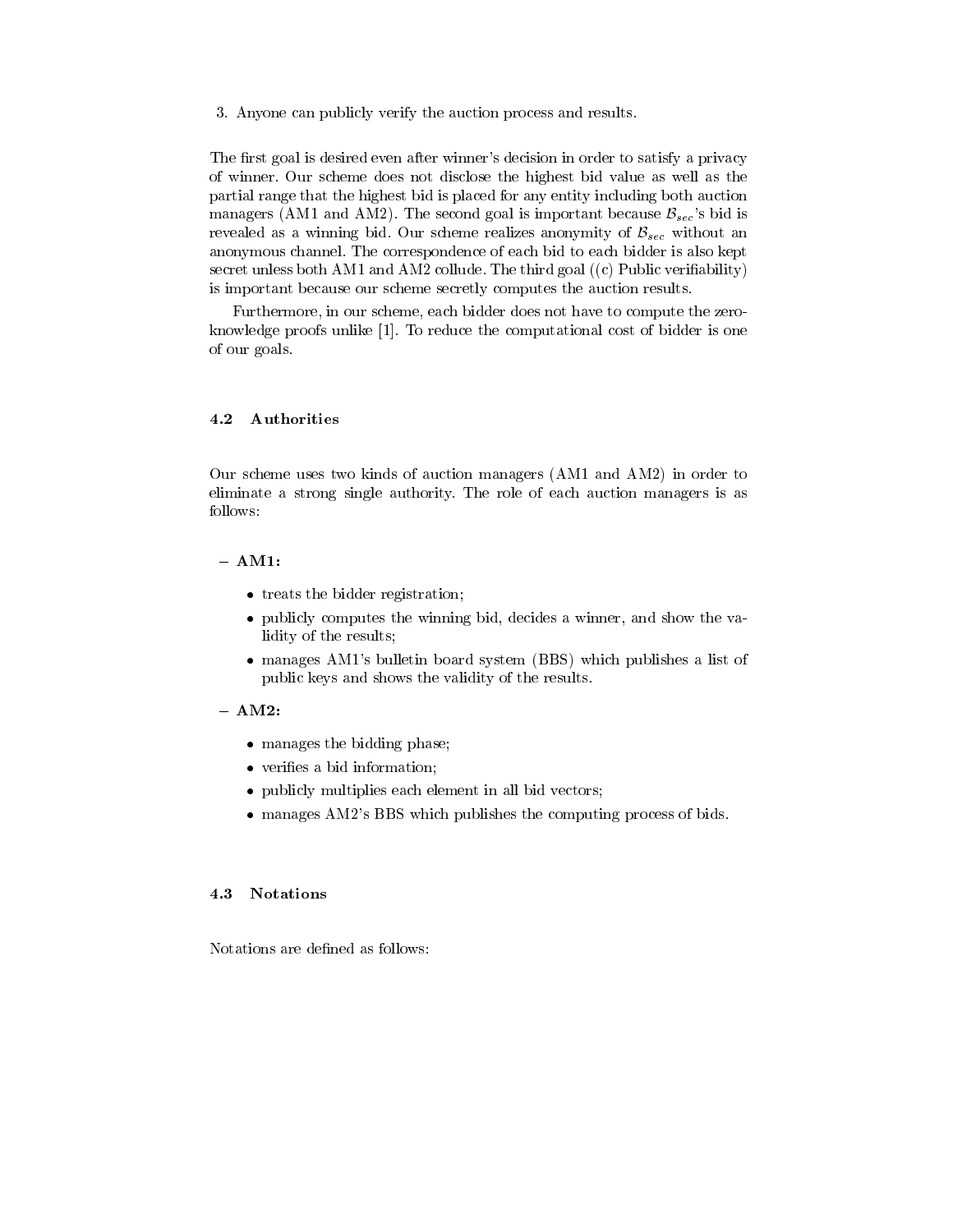3. Anyone can publicly verify the auction process and results.

The first goal is desired even after winner's decision in order to satisfy a privacy of winner. Our scheme does not disclose the highest bid value as well as the partial range that the highest bid is placed for any entity including both auction managers (AM1 and AM2). The second goal is important because $\mathcal{B}_{sec}$'s bid is revealed as a winning bid. Our scheme realizes anonymity of $\mathcal{B}_{sec}$ without an anonymous channel. The correspondence of each bid to each bidder is also kept secret unless both AM1 and AM2 collude. The third goal ((c) Public verifiability) is important because our scheme secretly computes the auction results.

Furthermore, in our scheme, each bidder does not have to compute the zero-knowledge proofs unlike [1]. To reduce the computational cost of bidder is one of our goals.

### 4.2 Authorities

Our scheme uses two kinds of auction managers (AM1 and AM2) in order to eliminate a strong single authority. The role of each auction managers is as follows:

- **AM1:**
  - treats the bidder registration;
  - publicly computes the winning bid, decides a winner, and show the validity of the results;
  - manages AM1's bulletin board system (BBS) which publishes a list of public keys and shows the validity of the results.
- **AM2:**
  - manages the bidding phase;
  - verifies a bid information;
  - publicly multiplies each element in all bid vectors;
  - manages AM2's BBS which publishes the computing process of bids.

### 4.3 Notations

Notations are defined as follows: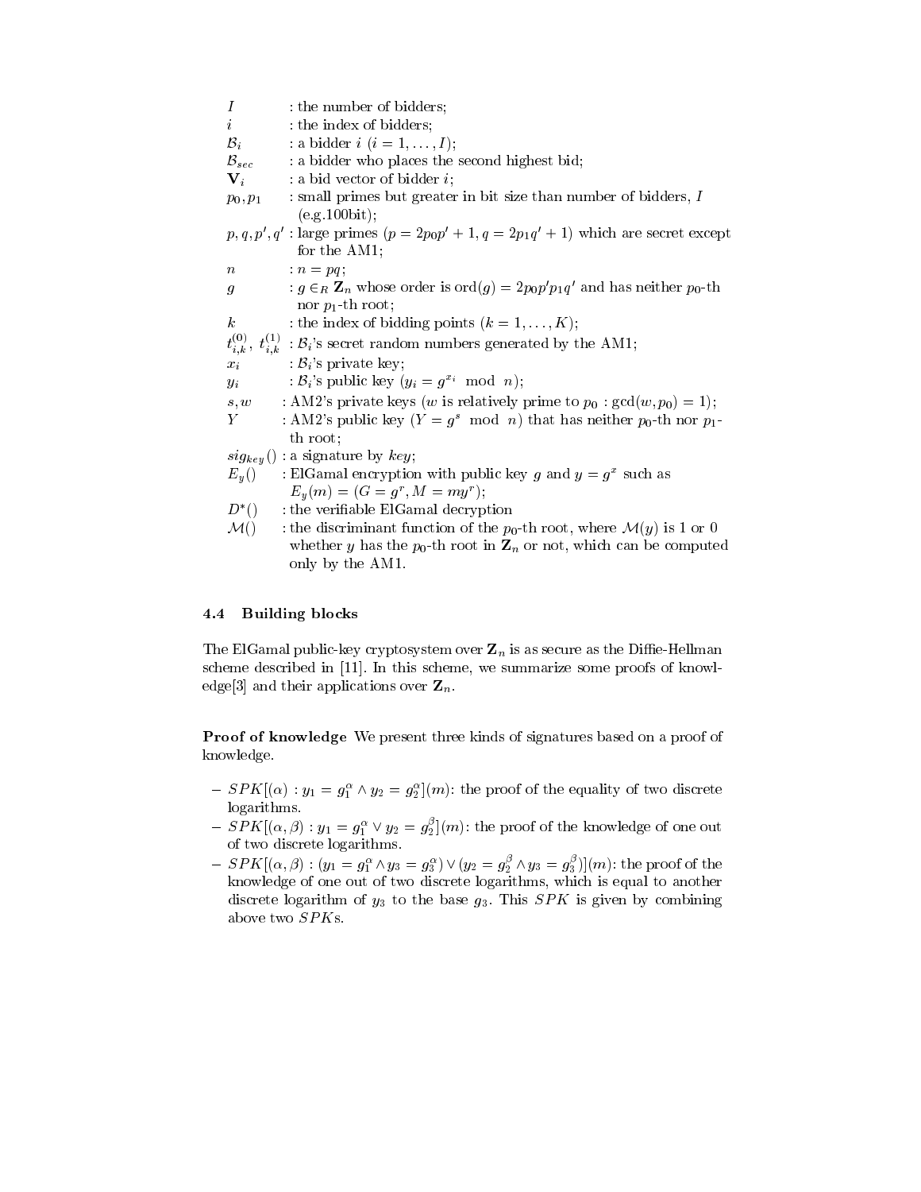| | |
|---|---|
| $I$ | : the number of bidders; |
| $i$ | : the index of bidders; |
| $\mathcal{B}_i$ | : a bidder $i$ ($i = 1, \ldots, I$); |
| $\mathcal{B}_{sec}$ | : a bidder who places the second highest bid; |
| $\mathbf{V}_i$ | : a bid vector of bidder $i$; |
| $p_0, p_1$ | : small primes but greater in bit size than number of bidders, $I$ (e.g.100bit); |
| $p, q, p', q'$ | : large primes ($p = 2p_0p' + 1, q = 2p_1q' + 1$) which are secret except for the AM1; |
| $n$ | : $n = pq$; |
| $g$ | : $g \in_R \mathbf{Z}_n$ whose order is $\mathrm{ord}(g) = 2p_0p'p_1q'$ and has neither $p_0$-th nor $p_1$-th root; |
| $k$ | : the index of bidding points ($k = 1, \ldots, K$); |
| $t_{i,k}^{(0)}, t_{i,k}^{(1)}$ | : $\mathcal{B}_i$'s secret random numbers generated by the AM1; |
| $x_i$ | : $\mathcal{B}_i$'s private key; |
| $y_i$ | : $\mathcal{B}_i$'s public key ($y_i = g^{x_i} \mod n$); |
| $s, w$ | : AM2's private keys ($w$ is relatively prime to $p_0$ : $\gcd(w, p_0) = 1$); |
| $Y$ | : AM2's public key ($Y = g^s \mod n$) that has neither $p_0$-th nor $p_1$-th root; |
| $sig_{key}()$ | : a signature by $key$; |
| $E_y()$ | : ElGamal encryption with public key $g$ and $y = g^x$ such as $E_y(m) = (G = g^r, M = my^r)$; |
| $D^*()$ | : the verifiable ElGamal decryption |
| $\mathcal{M}()$ | : the discriminant function of the $p_0$-th root, where $\mathcal{M}(y)$ is 1 or 0 whether $y$ has the $p_0$-th root in $\mathbf{Z}_n$ or not, which can be computed only by the AM1. |

### 4.4 Building blocks

The ElGamal public-key cryptosystem over $\mathbf{Z}_n$ is as secure as the Diffie-Hellman scheme described in [11]. In this scheme, we summarize some proofs of knowledge[3] and their applications over $\mathbf{Z}_n$.

**Proof of knowledge** We present three kinds of signatures based on a proof of knowledge.

- $SPK[(\alpha) : y_1 = g_1^{\alpha} \wedge y_2 = g_2^{\alpha}](m)$: the proof of the equality of two discrete logarithms.
- $SPK[(\alpha, \beta) : y_1 = g_1^{\alpha} \vee y_2 = g_2^{\beta}](m)$: the proof of the knowledge of one out of two discrete logarithms.
- $SPK[(\alpha, \beta) : (y_1 = g_1^{\alpha} \wedge y_3 = g_3^{\alpha}) \vee (y_2 = g_2^{\beta} \wedge y_3 = g_3^{\beta})](m)$: the proof of the knowledge of one out of two discrete logarithms, which is equal to another discrete logarithm of $y_3$ to the base $g_3$. This $SPK$ is given by combining above two $SPK$s.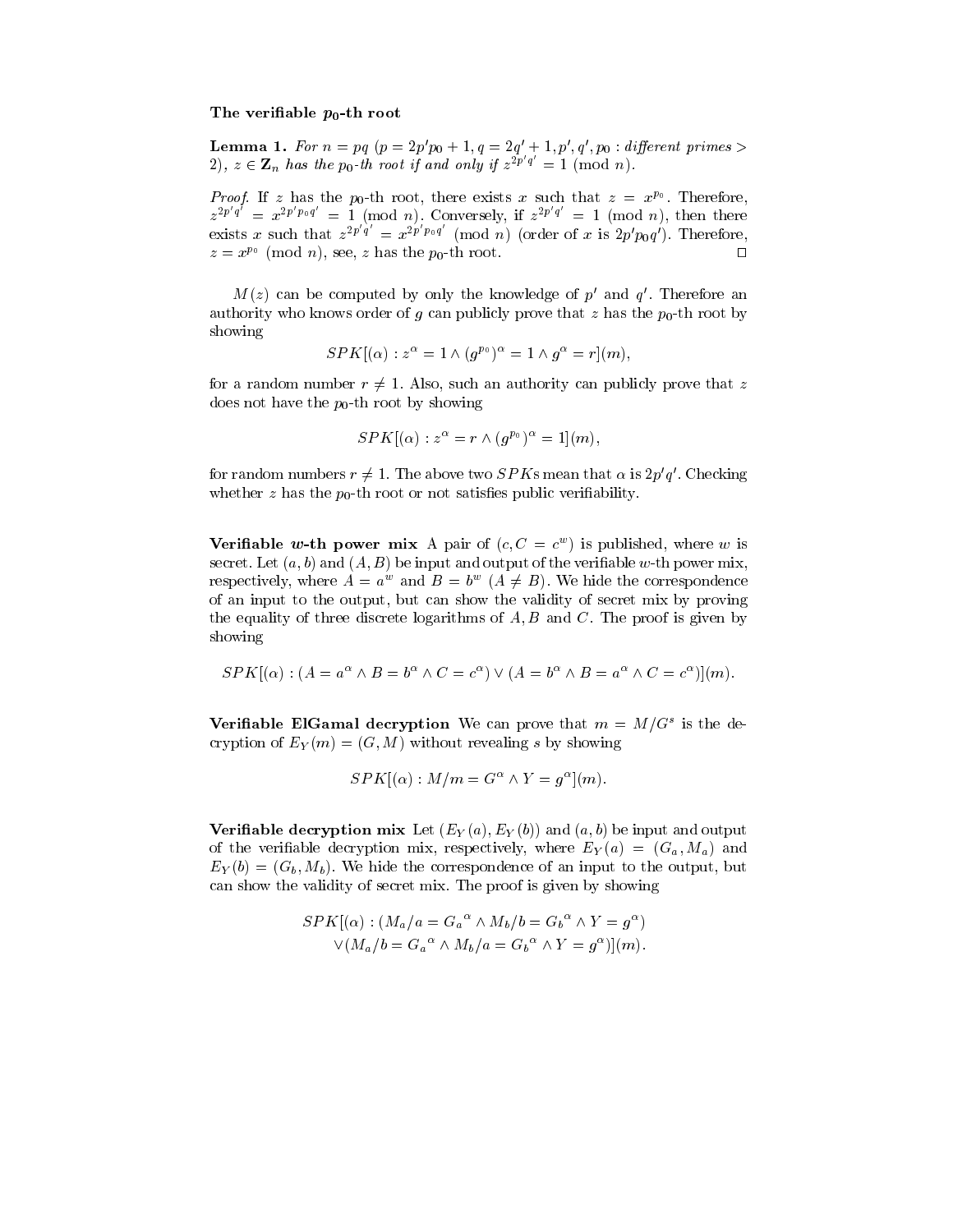**The verifiable $p_0$-th root**

**Lemma 1.** *For $n = pq$ ($p = 2p'p_0 + 1, q = 2q' + 1, p', q', p_0$ : different primes $> 2$), $z \in \mathbf{Z}_n$ has the $p_0$-th root if and only if $z^{2p'q'} = 1 \pmod n$.*

*Proof.* If $z$ has the $p_0$-th root, there exists $x$ such that $z = x^{p_0}$. Therefore, $z^{2p'q'} = x^{2p'p_0q'} = 1 \pmod n$. Conversely, if $z^{2p'q'} = 1 \pmod n$, then there exists $x$ such that $z^{2p'q'} = x^{2p'p_0q'} \pmod n$ (order of $x$ is $2p'p_0q'$). Therefore, $z = x^{p_0} \pmod n$, see, $z$ has the $p_0$-th root. □

$M(z)$ can be computed by only the knowledge of $p'$ and $q'$. Therefore an authority who knows order of $g$ can publicly prove that $z$ has the $p_0$-th root by showing

$$SPK[(\alpha) : z^\alpha = 1 \wedge (g^{p_0})^\alpha = 1 \wedge g^\alpha = r](m),$$

for a random number $r \neq 1$. Also, such an authority can publicly prove that $z$ does not have the $p_0$-th root by showing

$$SPK[(\alpha) : z^\alpha = r \wedge (g^{p_0})^\alpha = 1](m),$$

for random numbers $r \neq 1$. The above two $SPK$s mean that $\alpha$ is $2p'q'$. Checking whether $z$ has the $p_0$-th root or not satisfies public verifiability.

**Verifiable $w$-th power mix** A pair of $(c, C = c^w)$ is published, where $w$ is secret. Let $(a, b)$ and $(A, B)$ be input and output of the verifiable $w$-th power mix, respectively, where $A = a^w$ and $B = b^w$ $(A \neq B)$. We hide the correspondence of an input to the output, but can show the validity of secret mix by proving the equality of three discrete logarithms of $A, B$ and $C$. The proof is given by showing

$$SPK[(\alpha) : (A = a^\alpha \wedge B = b^\alpha \wedge C = c^\alpha) \vee (A = b^\alpha \wedge B = a^\alpha \wedge C = c^\alpha)](m).$$

**Verifiable ElGamal decryption** We can prove that $m = M/G^s$ is the decryption of $E_Y(m) = (G, M)$ without revealing $s$ by showing

$$SPK[(\alpha) : M/m = G^\alpha \wedge Y = g^\alpha](m).$$

**Verifiable decryption mix** Let $(E_Y(a), E_Y(b))$ and $(a, b)$ be input and output of the verifiable decryption mix, respectively, where $E_Y(a) = (G_a, M_a)$ and $E_Y(b) = (G_b, M_b)$. We hide the correspondence of an input to the output, but can show the validity of secret mix. The proof is given by showing

$$\begin{aligned} SPK[(\alpha) : &(M_a/a = {G_a}^\alpha \wedge M_b/b = {G_b}^\alpha \wedge Y = g^\alpha) \\ &\vee (M_a/b = {G_a}^\alpha \wedge M_b/a = {G_b}^\alpha \wedge Y = g^\alpha)](m). \end{aligned}$$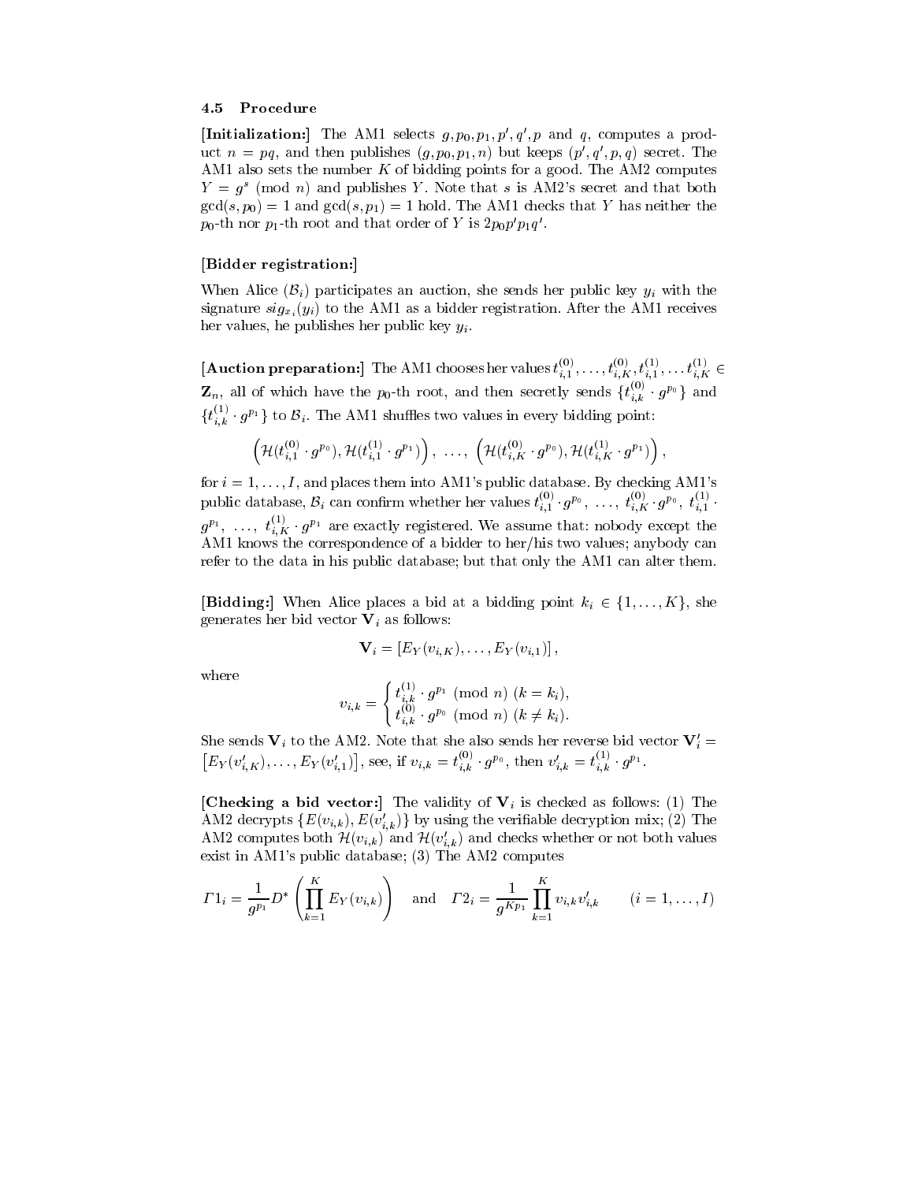### 4.5 Procedure

**[Initialization:]** The AM1 selects $g, p_0, p_1, p', q', p$ and $q$, computes a product $n = pq$, and then publishes $(g, p_0, p_1, n)$ but keeps $(p', q', p, q)$ secret. The AM1 also sets the number $K$ of bidding points for a good. The AM2 computes $Y = g^s \pmod{n}$ and publishes $Y$. Note that $s$ is AM2's secret and that both $\gcd(s, p_0) = 1$ and $\gcd(s, p_1) = 1$ hold. The AM1 checks that $Y$ has neither the $p_0$-th nor $p_1$-th root and that order of $Y$ is $2p_0p'p_1q'$.

**[Bidder registration:]**

When Alice ($\mathcal{B}_i$) participates an auction, she sends her public key $y_i$ with the signature $sig_{x_i}(y_i)$ to the AM1 as a bidder registration. After the AM1 receives her values, he publishes her public key $y_i$.

**[Auction preparation:]** The AM1 chooses her values $t_{i,1}^{(0)}, \ldots, t_{i,K}^{(0)}, t_{i,1}^{(1)}, \ldots t_{i,K}^{(1)} \in \mathbf{Z}_n$, all of which have the $p_0$-th root, and then secretly sends $\{t_{i,k}^{(0)} \cdot g^{p_0}\}$ and $\{t_{i,k}^{(1)} \cdot g^{p_1}\}$ to $\mathcal{B}_i$. The AM1 shuffles two values in every bidding point:

$$\left(\mathcal{H}(t_{i,1}^{(0)} \cdot g^{p_0}), \mathcal{H}(t_{i,1}^{(1)} \cdot g^{p_1})\right),\ \ldots,\ \left(\mathcal{H}(t_{i,K}^{(0)} \cdot g^{p_0}), \mathcal{H}(t_{i,K}^{(1)} \cdot g^{p_1})\right),$$

for $i = 1, \ldots, I$, and places them into AM1's public database. By checking AM1's public database, $\mathcal{B}_i$ can confirm whether her values $t_{i,1}^{(0)} \cdot g^{p_0},\ \ldots,\ t_{i,K}^{(0)} \cdot g^{p_0},\ t_{i,1}^{(1)} \cdot g^{p_1},\ \ldots,\ t_{i,K}^{(1)} \cdot g^{p_1}$ are exactly registered. We assume that: nobody except the AM1 knows the correspondence of a bidder to her/his two values; anybody can refer to the data in his public database; but that only the AM1 can alter them.

**[Bidding:]** When Alice places a bid at a bidding point $k_i \in \{1, \ldots, K\}$, she generates her bid vector $\mathbf{V}_i$ as follows:

$$\mathbf{V}_i = \left[E_Y(v_{i,K}), \ldots, E_Y(v_{i,1})\right],$$

where

$$v_{i,k} = \begin{cases} t_{i,k}^{(1)} \cdot g^{p_1} \pmod{n} & (k = k_i), \\ t_{i,k}^{(0)} \cdot g^{p_0} \pmod{n} & (k \neq k_i). \end{cases}$$

She sends $\mathbf{V}_i$ to the AM2. Note that she also sends her reverse bid vector $\mathbf{V}'_i = \left[E_Y(v'_{i,K}), \ldots, E_Y(v'_{i,1})\right]$, see, if $v_{i,k} = t_{i,k}^{(0)} \cdot g^{p_0}$, then $v'_{i,k} = t_{i,k}^{(1)} \cdot g^{p_1}$.

**[Checking a bid vector:]** The validity of $\mathbf{V}_i$ is checked as follows: (1) The AM2 decrypts $\{E(v_{i,k}), E(v'_{i,k})\}$ by using the verifiable decryption mix; (2) The AM2 computes both $\mathcal{H}(v_{i,k})$ and $\mathcal{H}(v'_{i,k})$ and checks whether or not both values exist in AM1's public database; (3) The AM2 computes

$$\mathit{\Gamma}1_i = \frac{1}{g^{p_1}} D^* \left(\prod_{k=1}^{K} E_Y(v_{i,k})\right) \quad \text{and} \quad \mathit{\Gamma}2_i = \frac{1}{g^{Kp_1}} \prod_{k=1}^{K} v_{i,k} v'_{i,k} \qquad (i = 1, \ldots, I)$$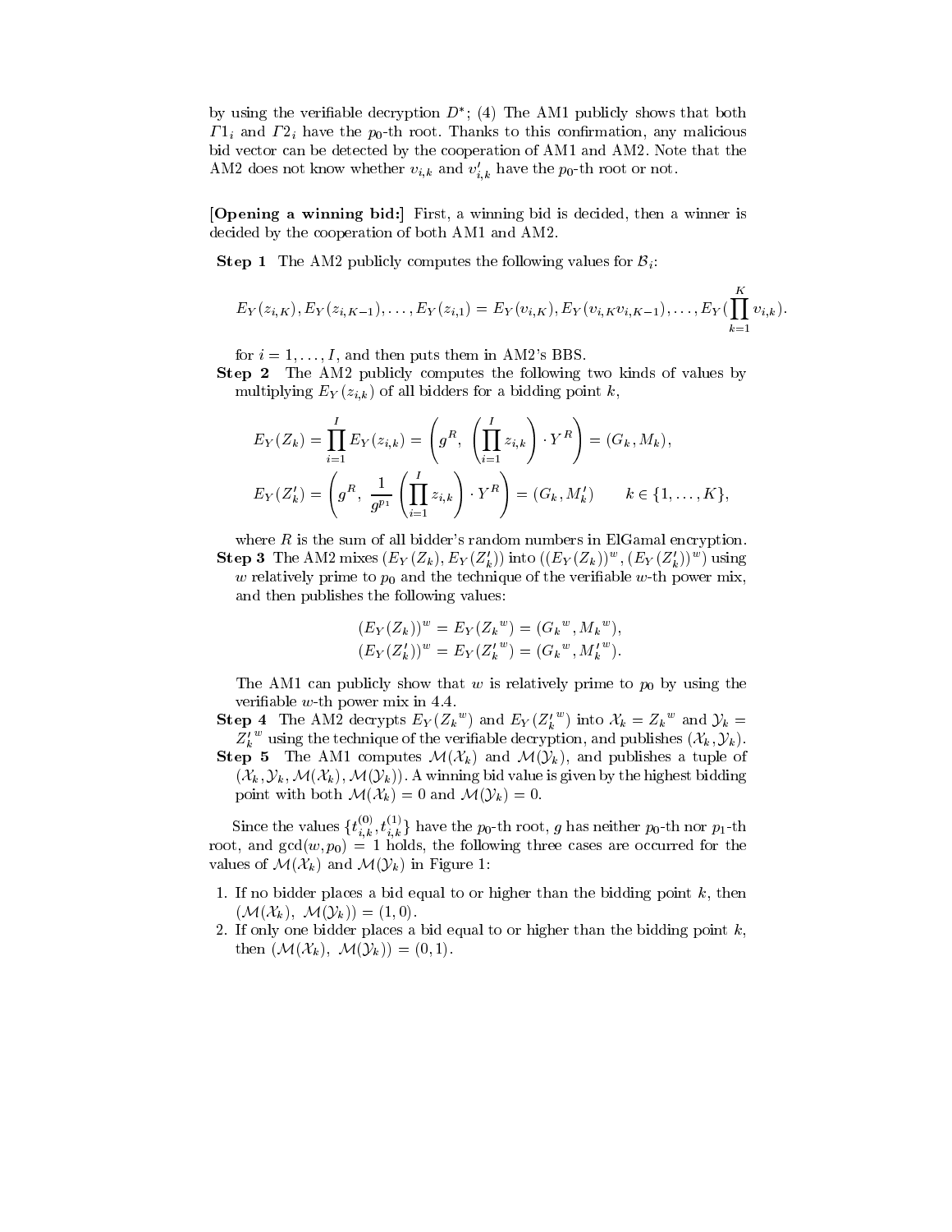by using the verifiable decryption $D^*$; (4) The AM1 publicly shows that both $\Gamma 1_i$ and $\Gamma 2_i$ have the $p_0$-th root. Thanks to this confirmation, any malicious bid vector can be detected by the cooperation of AM1 and AM2. Note that the AM2 does not know whether $v_{i,k}$ and $v'_{i,k}$ have the $p_0$-th root or not.

**[Opening a winning bid:]** First, a winning bid is decided, then a winner is decided by the cooperation of both AM1 and AM2.

**Step 1** The AM2 publicly computes the following values for $\mathcal{B}_i$:

$$E_Y(z_{i,K}), E_Y(z_{i,K-1}), \ldots, E_Y(z_{i,1}) = E_Y(v_{i,K}), E_Y(v_{i,K}v_{i,K-1}), \ldots, E_Y(\prod_{k=1}^{K} v_{i,k}).$$

for $i = 1, \ldots, I$, and then puts them in AM2's BBS.

**Step 2** The AM2 publicly computes the following two kinds of values by multiplying $E_Y(z_{i,k})$ of all bidders for a bidding point $k$,

$$E_Y(Z_k) = \prod_{i=1}^{I} E_Y(z_{i,k}) = \left(g^R,\ \left(\prod_{i=1}^{I} z_{i,k}\right) \cdot Y^R\right) = (G_k, M_k),$$

$$E_Y(Z'_k) = \left(g^R,\ \frac{1}{g^{p_1}} \left(\prod_{i=1}^{I} z_{i,k}\right) \cdot Y^R\right) = (G_k, M'_k) \qquad k \in \{1, \ldots, K\},$$

where $R$ is the sum of all bidder's random numbers in ElGamal encryption.

**Step 3** The AM2 mixes $(E_Y(Z_k), E_Y(Z'_k))$ into $((E_Y(Z_k))^w, (E_Y(Z'_k))^w)$ using $w$ relatively prime to $p_0$ and the technique of the verifiable $w$-th power mix, and then publishes the following values:

$$(E_Y(Z_k))^w = E_Y({Z_k}^w) = ({G_k}^w, {M_k}^w),$$
$$(E_Y(Z'_k))^w = E_Y({Z'_k}^w) = ({G_k}^w, {M'_k}^w).$$

The AM1 can publicly show that $w$ is relatively prime to $p_0$ by using the verifiable $w$-th power mix in 4.4.

**Step 4** The AM2 decrypts $E_Y({Z_k}^w)$ and $E_Y({Z'_k}^w)$ into $\mathcal{X}_k = {Z_k}^w$ and $\mathcal{Y}_k = {Z'_k}^w$ using the technique of the verifiable decryption, and publishes $(\mathcal{X}_k, \mathcal{Y}_k)$.

**Step 5** The AM1 computes $\mathcal{M}(\mathcal{X}_k)$ and $\mathcal{M}(\mathcal{Y}_k)$, and publishes a tuple of $(\mathcal{X}_k, \mathcal{Y}_k, \mathcal{M}(\mathcal{X}_k), \mathcal{M}(\mathcal{Y}_k))$. A winning bid value is given by the highest bidding point with both $\mathcal{M}(\mathcal{X}_k) = 0$ and $\mathcal{M}(\mathcal{Y}_k) = 0$.

Since the values $\{t_{i,k}^{(0)}, t_{i,k}^{(1)}\}$ have the $p_0$-th root, $g$ has neither $p_0$-th nor $p_1$-th root, and $\gcd(w, p_0) = 1$ holds, the following three cases are occurred for the values of $\mathcal{M}(\mathcal{X}_k)$ and $\mathcal{M}(\mathcal{Y}_k)$ in Figure 1:

1. If no bidder places a bid equal to or higher than the bidding point $k$, then $(\mathcal{M}(\mathcal{X}_k),\ \mathcal{M}(\mathcal{Y}_k)) = (1, 0)$.
2. If only one bidder places a bid equal to or higher than the bidding point $k$, then $(\mathcal{M}(\mathcal{X}_k),\ \mathcal{M}(\mathcal{Y}_k)) = (0, 1)$.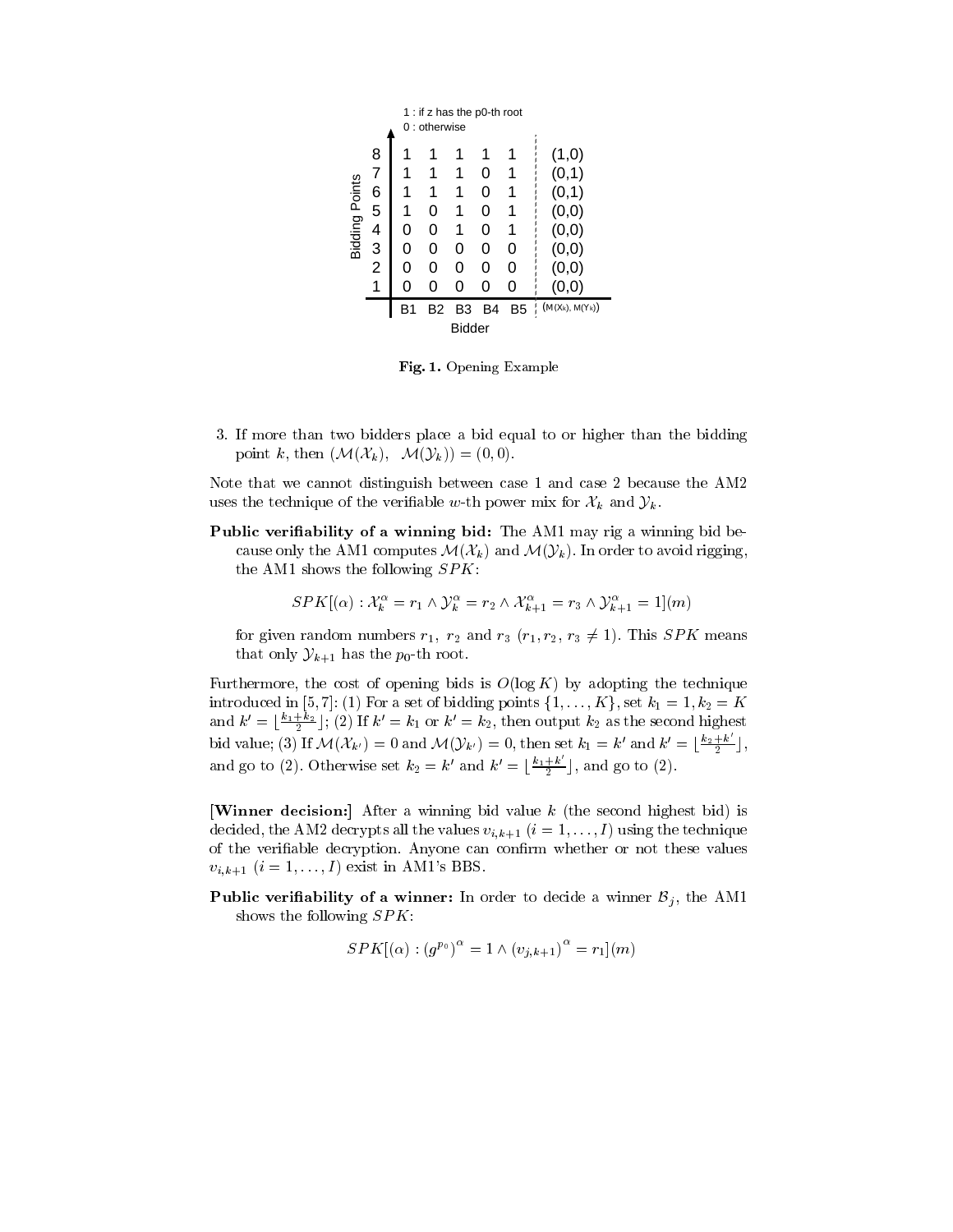| Bidding Points | B1 | B2 | B3 | B4 | B5 | $(\mathcal{M}(\mathcal{X}_k), \mathcal{M}(\mathcal{Y}_k))$ |
|---|---|---|---|---|---|---|
| 8 | 1 | 1 | 1 | 1 | 1 | (1,0) |
| 7 | 1 | 1 | 1 | 0 | 1 | (0,1) |
| 6 | 1 | 1 | 1 | 0 | 1 | (0,1) |
| 5 | 1 | 0 | 1 | 0 | 1 | (0,0) |
| 4 | 0 | 0 | 1 | 0 | 1 | (0,0) |
| 3 | 0 | 0 | 0 | 0 | 0 | (0,0) |
| 2 | 0 | 0 | 0 | 0 | 0 | (0,0) |
| 1 | 0 | 0 | 0 | 0 | 0 | (0,0) |

1 : if z has the p0-th root
0 : otherwise

**Fig. 1.** Opening Example

3. If more than two bidders place a bid equal to or higher than the bidding point $k$, then $(\mathcal{M}(\mathcal{X}_k), \ \mathcal{M}(\mathcal{Y}_k)) = (0, 0)$.

Note that we cannot distinguish between case 1 and case 2 because the AM2 uses the technique of the verifiable $w$-th power mix for $\mathcal{X}_k$ and $\mathcal{Y}_k$.

**Public verifiability of a winning bid:** The AM1 may rig a winning bid because only the AM1 computes $\mathcal{M}(\mathcal{X}_k)$ and $\mathcal{M}(\mathcal{Y}_k)$. In order to avoid rigging, the AM1 shows the following $SPK$:

$$SPK[(\alpha) : \mathcal{X}_k^{\alpha} = r_1 \wedge \mathcal{Y}_k^{\alpha} = r_2 \wedge \mathcal{X}_{k+1}^{\alpha} = r_3 \wedge \mathcal{Y}_{k+1}^{\alpha} = 1](m)$$

for given random numbers $r_1$, $r_2$ and $r_3$ ($r_1, r_2, r_3 \neq 1$). This $SPK$ means that only $\mathcal{Y}_{k+1}$ has the $p_0$-th root.

Furthermore, the cost of opening bids is $O(\log K)$ by adopting the technique introduced in [5, 7]: (1) For a set of bidding points $\{1, \ldots, K\}$, set $k_1 = 1, k_2 = K$ and $k' = \lfloor \frac{k_1 + k_2}{2} \rfloor$; (2) If $k' = k_1$ or $k' = k_2$, then output $k_2$ as the second highest bid value; (3) If $\mathcal{M}(\mathcal{X}_{k'}) = 0$ and $\mathcal{M}(\mathcal{Y}_{k'}) = 0$, then set $k_1 = k'$ and $k' = \lfloor \frac{k_2 + k'}{2} \rfloor$, and go to (2). Otherwise set $k_2 = k'$ and $k' = \lfloor \frac{k_1 + k'}{2} \rfloor$, and go to (2).

**[Winner decision:]** After a winning bid value $k$ (the second highest bid) is decided, the AM2 decrypts all the values $v_{i,k+1}$ ($i = 1, \ldots, I$) using the technique of the verifiable decryption. Anyone can confirm whether or not these values $v_{i,k+1}$ ($i = 1, \ldots, I$) exist in AM1's BBS.

**Public verifiability of a winner:** In order to decide a winner $\mathcal{B}_j$, the AM1 shows the following $SPK$:

$$SPK[(\alpha) : (g^{p_0})^{\alpha} = 1 \wedge (v_{j,k+1})^{\alpha} = r_1](m)$$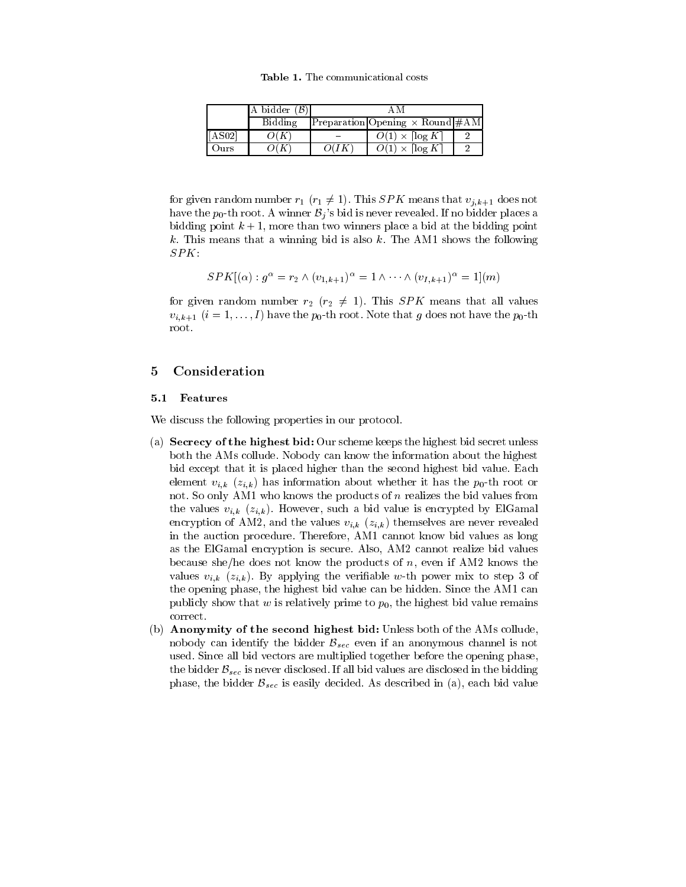**Table 1.** The communicational costs

| | A bidder ($\mathcal{B}$) | AM | | |
|---|---|---|---|---|
| | Bidding | Preparation | Opening $\times$ Round | #AM |
| [AS02] | $O(K)$ | – | $O(1) \times \lceil \log K \rceil$ | 2 |
| Ours | $O(K)$ | $O(IK)$ | $O(1) \times \lceil \log K \rceil$ | 2 |

for given random number $r_1$ ($r_1 \neq 1$). This $SPK$ means that $v_{j,k+1}$ does not have the $p_0$-th root. A winner $\mathcal{B}_j$'s bid is never revealed. If no bidder places a bidding point $k+1$, more than two winners place a bid at the bidding point $k$. This means that a winning bid is also $k$. The AM1 shows the following $SPK$:

$$SPK[(\alpha) : g^{\alpha} = r_2 \wedge (v_{1,k+1})^{\alpha} = 1 \wedge \cdots \wedge (v_{I,k+1})^{\alpha} = 1](m)$$

for given random number $r_2$ ($r_2 \neq 1$). This $SPK$ means that all values $v_{i,k+1}$ ($i = 1, \ldots, I$) have the $p_0$-th root. Note that $g$ does not have the $p_0$-th root.

## 5 Consideration

### 5.1 Features

We discuss the following properties in our protocol.

(a) **Secrecy of the highest bid:** Our scheme keeps the highest bid secret unless both the AMs collude. Nobody can know the information about the highest bid except that it is placed higher than the second highest bid value. Each element $v_{i,k}$ ($z_{i,k}$) has information about whether it has the $p_0$-th root or not. So only AM1 who knows the products of $n$ realizes the bid values from the values $v_{i,k}$ ($z_{i,k}$). However, such a bid value is encrypted by ElGamal encryption of AM2, and the values $v_{i,k}$ ($z_{i,k}$) themselves are never revealed in the auction procedure. Therefore, AM1 cannot know bid values as long as the ElGamal encryption is secure. Also, AM2 cannot realize bid values because she/he does not know the products of $n$, even if AM2 knows the values $v_{i,k}$ ($z_{i,k}$). By applying the verifiable $w$-th power mix to step 3 of the opening phase, the highest bid value can be hidden. Since the AM1 can publicly show that $w$ is relatively prime to $p_0$, the highest bid value remains correct.

(b) **Anonymity of the second highest bid:** Unless both of the AMs collude, nobody can identify the bidder $\mathcal{B}_{sec}$ even if an anonymous channel is not used. Since all bid vectors are multiplied together before the opening phase, the bidder $\mathcal{B}_{sec}$ is never disclosed. If all bid values are disclosed in the bidding phase, the bidder $\mathcal{B}_{sec}$ is easily decided. As described in (a), each bid value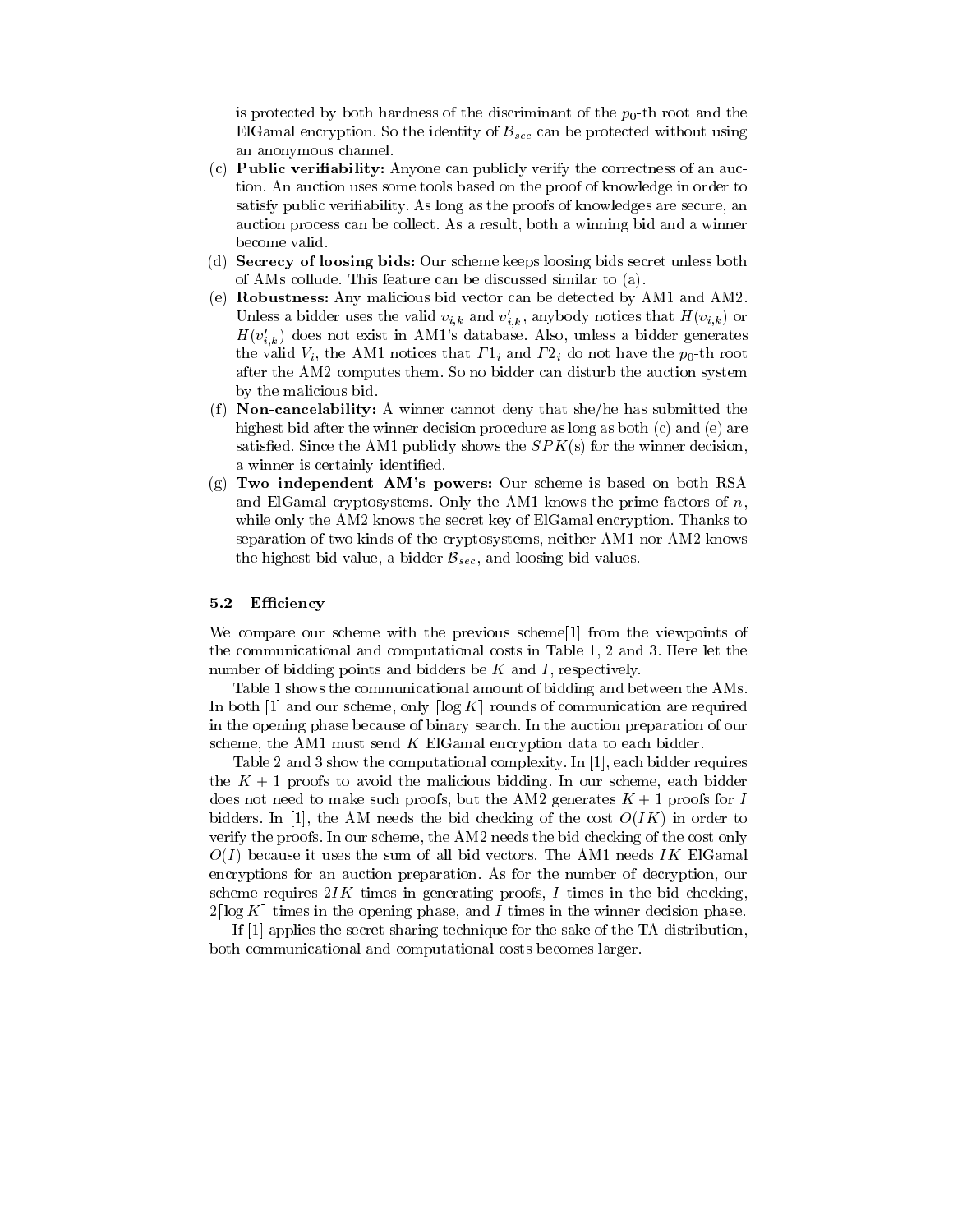is protected by both hardness of the discriminant of the $p_0$-th root and the ElGamal encryption. So the identity of $\mathcal{B}_{sec}$ can be protected without using an anonymous channel.

(c) **Public verifiability:** Anyone can publicly verify the correctness of an auction. An auction uses some tools based on the proof of knowledge in order to satisfy public verifiability. As long as the proofs of knowledges are secure, an auction process can be collect. As a result, both a winning bid and a winner become valid.

(d) **Secrecy of loosing bids:** Our scheme keeps loosing bids secret unless both of AMs collude. This feature can be discussed similar to (a).

(e) **Robustness:** Any malicious bid vector can be detected by AM1 and AM2. Unless a bidder uses the valid $v_{i,k}$ and $v'_{i,k}$, anybody notices that $H(v_{i,k})$ or $H(v'_{i,k})$ does not exist in AM1's database. Also, unless a bidder generates the valid $V_i$, the AM1 notices that $\Gamma 1_i$ and $\Gamma 2_i$ do not have the $p_0$-th root after the AM2 computes them. So no bidder can disturb the auction system by the malicious bid.

(f) **Non-cancelability:** A winner cannot deny that she/he has submitted the highest bid after the winner decision procedure as long as both (c) and (e) are satisfied. Since the AM1 publicly shows the $SPK$(s) for the winner decision, a winner is certainly identified.

(g) **Two independent AM's powers:** Our scheme is based on both RSA and ElGamal cryptosystems. Only the AM1 knows the prime factors of $n$, while only the AM2 knows the secret key of ElGamal encryption. Thanks to separation of two kinds of the cryptosystems, neither AM1 nor AM2 knows the highest bid value, a bidder $\mathcal{B}_{sec}$, and loosing bid values.

### 5.2 Efficiency

We compare our scheme with the previous scheme[1] from the viewpoints of the communicational and computational costs in Table 1, 2 and 3. Here let the number of bidding points and bidders be $K$ and $I$, respectively.

Table 1 shows the communicational amount of bidding and between the AMs. In both [1] and our scheme, only $\lceil \log K \rceil$ rounds of communication are required in the opening phase because of binary search. In the auction preparation of our scheme, the AM1 must send $K$ ElGamal encryption data to each bidder.

Table 2 and 3 show the computational complexity. In [1], each bidder requires the $K+1$ proofs to avoid the malicious bidding. In our scheme, each bidder does not need to make such proofs, but the AM2 generates $K+1$ proofs for $I$ bidders. In [1], the AM needs the bid checking of the cost $O(IK)$ in order to verify the proofs. In our scheme, the AM2 needs the bid checking of the cost only $O(I)$ because it uses the sum of all bid vectors. The AM1 needs $IK$ ElGamal encryptions for an auction preparation. As for the number of decryption, our scheme requires $2IK$ times in generating proofs, $I$ times in the bid checking, $2\lceil \log K \rceil$ times in the opening phase, and $I$ times in the winner decision phase.

If [1] applies the secret sharing technique for the sake of the TA distribution, both communicational and computational costs becomes larger.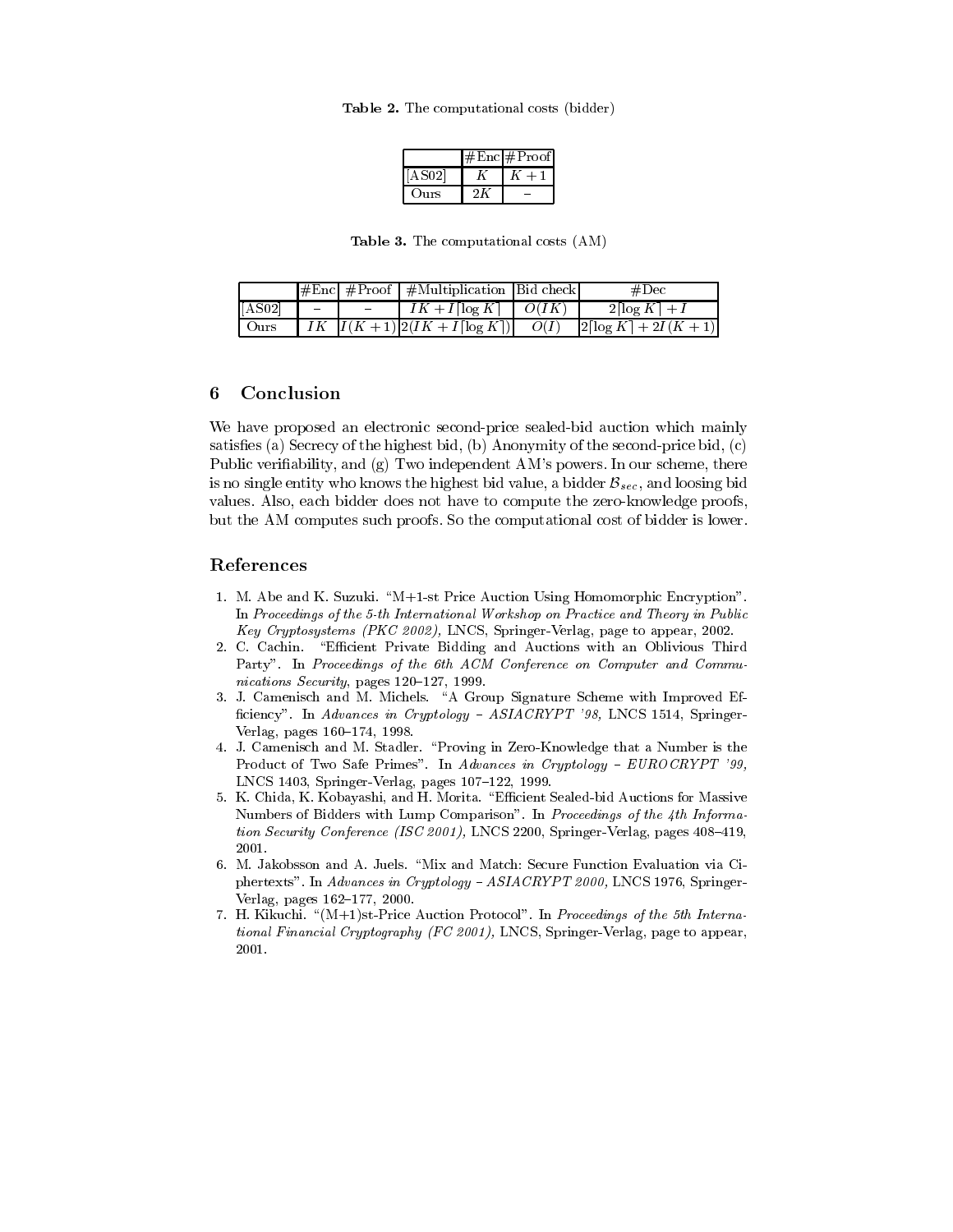**Table 2.** The computational costs (bidder)

| | #Enc | #Proof |
|---|---|---|
| [AS02] | $K$ | $K+1$ |
| Ours | $2K$ | – |

**Table 3.** The computational costs (AM)

| | #Enc | #Proof | #Multiplication | Bid check | #Dec |
|---|---|---|---|---|---|
| [AS02] | – | – | $IK + I\lceil \log K \rceil$ | $O(IK)$ | $2\lceil \log K \rceil + I$ |
| Ours | $IK$ | $I(K+1)$ | $2(IK + I\lceil \log K \rceil)$ | $O(I)$ | $2\lceil \log K \rceil + 2I(K+1)$ |

## 6 Conclusion

We have proposed an electronic second-price sealed-bid auction which mainly satisfies (a) Secrecy of the highest bid, (b) Anonymity of the second-price bid, (c) Public verifiability, and (g) Two independent AM's powers. In our scheme, there is no single entity who knows the highest bid value, a bidder $\mathcal{B}_{sec}$, and loosing bid values. Also, each bidder does not have to compute the zero-knowledge proofs, but the AM computes such proofs. So the computational cost of bidder is lower.

## References

1. M. Abe and K. Suzuki. "M+1-st Price Auction Using Homomorphic Encryption". In *Proceedings of the 5-th International Workshop on Practice and Theory in Public Key Cryptosystems (PKC 2002),* LNCS, Springer-Verlag, page to appear, 2002.
2. C. Cachin. "Efficient Private Bidding and Auctions with an Oblivious Third Party". In *Proceedings of the 6th ACM Conference on Computer and Communications Security*, pages 120–127, 1999.
3. J. Camenisch and M. Michels. "A Group Signature Scheme with Improved Efficiency". In *Advances in Cryptology – ASIACRYPT '98,* LNCS 1514, Springer-Verlag, pages 160–174, 1998.
4. J. Camenisch and M. Stadler. "Proving in Zero-Knowledge that a Number is the Product of Two Safe Primes". In *Advances in Cryptology – EUROCRYPT '99,* LNCS 1403, Springer-Verlag, pages 107–122, 1999.
5. K. Chida, K. Kobayashi, and H. Morita. "Efficient Sealed-bid Auctions for Massive Numbers of Bidders with Lump Comparison". In *Proceedings of the 4th Information Security Conference (ISC 2001),* LNCS 2200, Springer-Verlag, pages 408–419, 2001.
6. M. Jakobsson and A. Juels. "Mix and Match: Secure Function Evaluation via Ciphertexts". In *Advances in Cryptology – ASIACRYPT 2000,* LNCS 1976, Springer-Verlag, pages 162–177, 2000.
7. H. Kikuchi. "(M+1)st-Price Auction Protocol". In *Proceedings of the 5th International Financial Cryptography (FC 2001),* LNCS, Springer-Verlag, page to appear, 2001.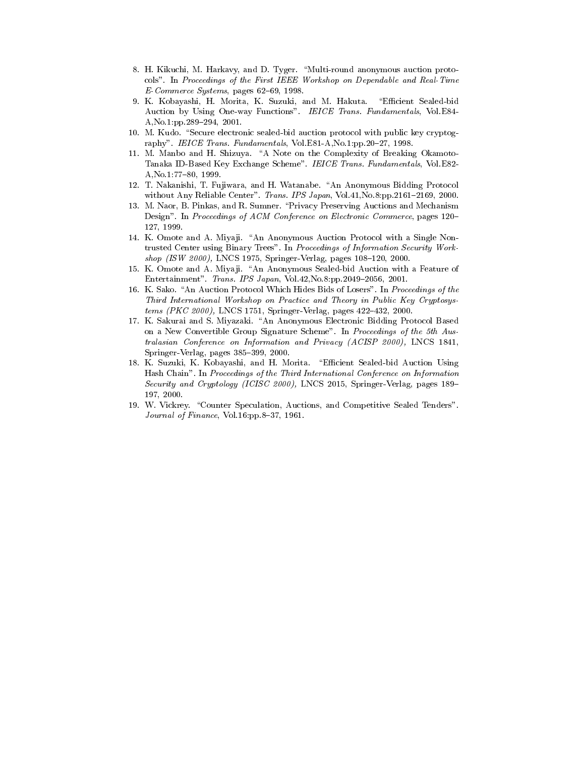8. H. Kikuchi, M. Harkavy, and D. Tyger. "Multi-round anonymous auction protocols". In *Proceedings of the First IEEE Workshop on Dependable and Real-Time E-Commerce Systems*, pages 62–69, 1998.
9. K. Kobayashi, H. Morita, K. Suzuki, and M. Hakuta. "Efficient Sealed-bid Auction by Using One-way Functions". *IEICE Trans. Fundamentals*, Vol.E84-A,No.1:pp.289–294, 2001.
10. M. Kudo. "Secure electronic sealed-bid auction protocol with public key cryptography". *IEICE Trans. Fundamentals*, Vol.E81-A,No.1:pp.20–27, 1998.
11. M. Manbo and H. Shizuya. "A Note on the Complexity of Breaking Okamoto-Tanaka ID-Based Key Exchange Scheme". *IEICE Trans. Fundamentals*, Vol.E82-A,No.1:77–80, 1999.
12. T. Nakanishi, T. Fujiwara, and H. Watanabe. "An Anonymous Bidding Protocol without Any Reliable Center". *Trans. IPS Japan*, Vol.41,No.8:pp.2161–2169, 2000.
13. M. Naor, B. Pinkas, and R. Sumner. "Privacy Preserving Auctions and Mechanism Design". In *Proceedings of ACM Conference on Electronic Commerce*, pages 120–127, 1999.
14. K. Omote and A. Miyaji. "An Anonymous Auction Protocol with a Single Non-trusted Center using Binary Trees". In *Proceedings of Information Security Workshop (ISW 2000),* LNCS 1975, Springer-Verlag, pages 108–120, 2000.
15. K. Omote and A. Miyaji. "An Anonymous Sealed-bid Auction with a Feature of Entertainment". *Trans. IPS Japan*, Vol.42,No.8:pp.2049–2056, 2001.
16. K. Sako. "An Auction Protocol Which Hides Bids of Losers". In *Proceedings of the Third International Workshop on Practice and Theory in Public Key Cryptosystems (PKC 2000),* LNCS 1751, Springer-Verlag, pages 422–432, 2000.
17. K. Sakurai and S. Miyazaki. "An Anonymous Electronic Bidding Protocol Based on a New Convertible Group Signature Scheme". In *Proceedings of the 5th Australasian Conference on Information and Privacy (ACISP 2000),* LNCS 1841, Springer-Verlag, pages 385–399, 2000.
18. K. Suzuki, K. Kobayashi, and H. Morita. "Efficient Sealed-bid Auction Using Hash Chain". In *Proceedings of the Third International Conference on Information Security and Cryptology (ICISC 2000),* LNCS 2015, Springer-Verlag, pages 189–197, 2000.
19. W. Vickrey. "Counter Speculation, Auctions, and Competitive Sealed Tenders". *Journal of Finance*, Vol.16:pp.8–37, 1961.